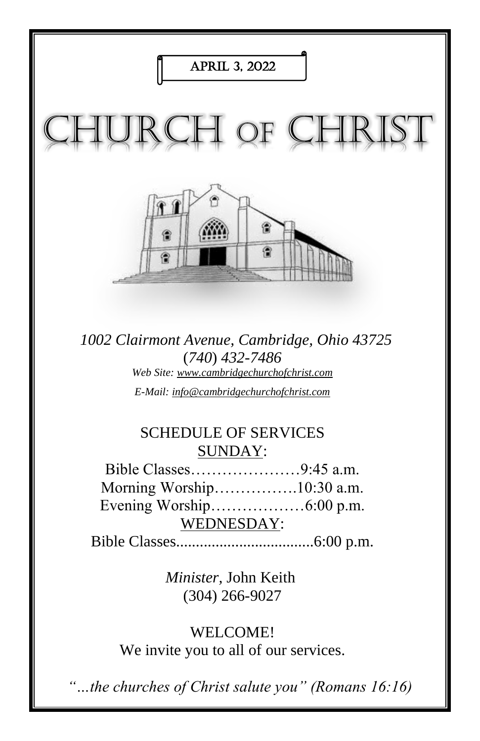APRIL 3, 2022

# CHURCH OF CHRIST

*1002 Clairmont Avenue, Cambridge, Ohio 43725*
*(740) 432-7486*
*Web Site: www.cambridgechurchofchrist.com*
*E-Mail: info@cambridgechurchofchrist.com*

## SCHEDULE OF SERVICES

SUNDAY:

Bible Classes…………………9:45 a.m.
Morning Worship…………….10:30 a.m.
Evening Worship………………6:00 p.m.

WEDNESDAY:

Bible Classes..................................6:00 p.m.

*Minister,* John Keith
(304) 266-9027

WELCOME!
We invite you to all of our services.

*"…the churches of Christ salute you" (Romans 16:16)*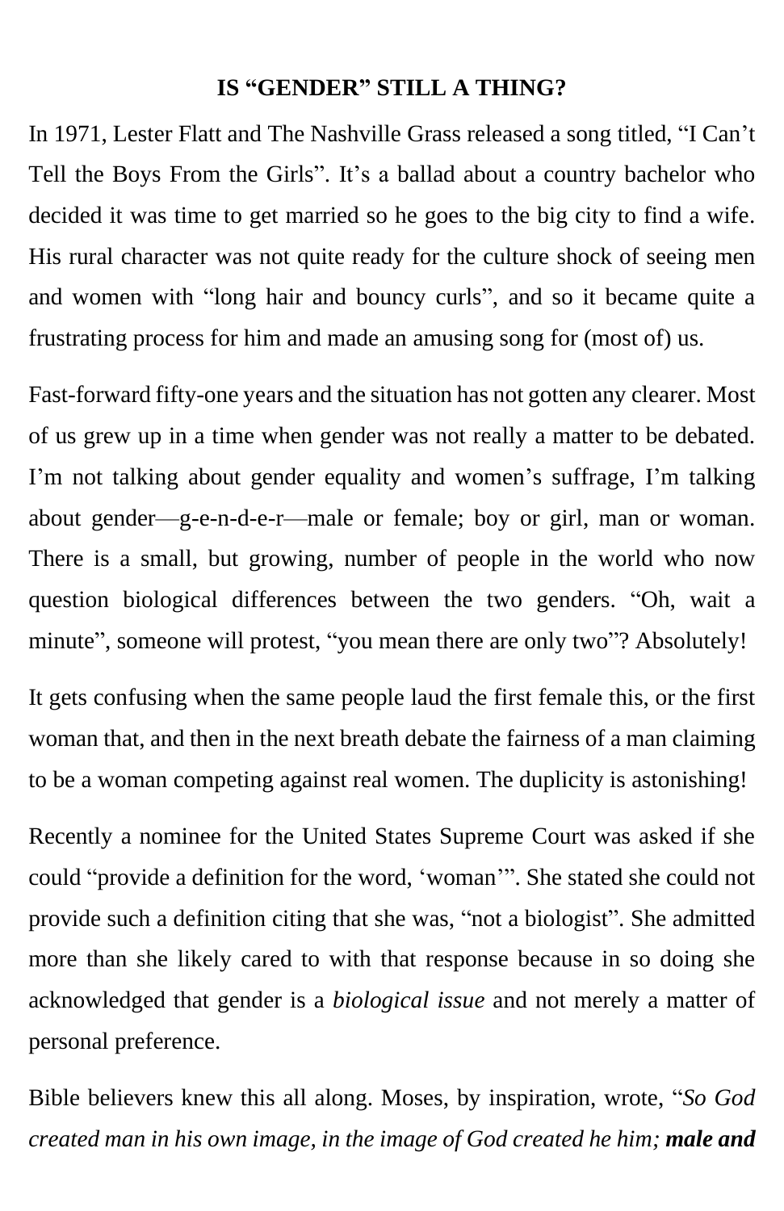## IS "GENDER" STILL A THING?

In 1971, Lester Flatt and The Nashville Grass released a song titled, "I Can't Tell the Boys From the Girls". It's a ballad about a country bachelor who decided it was time to get married so he goes to the big city to find a wife. His rural character was not quite ready for the culture shock of seeing men and women with "long hair and bouncy curls", and so it became quite a frustrating process for him and made an amusing song for (most of) us.

Fast-forward fifty-one years and the situation has not gotten any clearer. Most of us grew up in a time when gender was not really a matter to be debated. I'm not talking about gender equality and women's suffrage, I'm talking about gender—g-e-n-d-e-r—male or female; boy or girl, man or woman. There is a small, but growing, number of people in the world who now question biological differences between the two genders. "Oh, wait a minute", someone will protest, "you mean there are only two"? Absolutely!

It gets confusing when the same people laud the first female this, or the first woman that, and then in the next breath debate the fairness of a man claiming to be a woman competing against real women. The duplicity is astonishing!

Recently a nominee for the United States Supreme Court was asked if she could "provide a definition for the word, 'woman'". She stated she could not provide such a definition citing that she was, "not a biologist". She admitted more than she likely cared to with that response because in so doing she acknowledged that gender is a *biological issue* and not merely a matter of personal preference.

Bible believers knew this all along. Moses, by inspiration, wrote, "*So God created man in his own image, in the image of God created he him;* ***male and***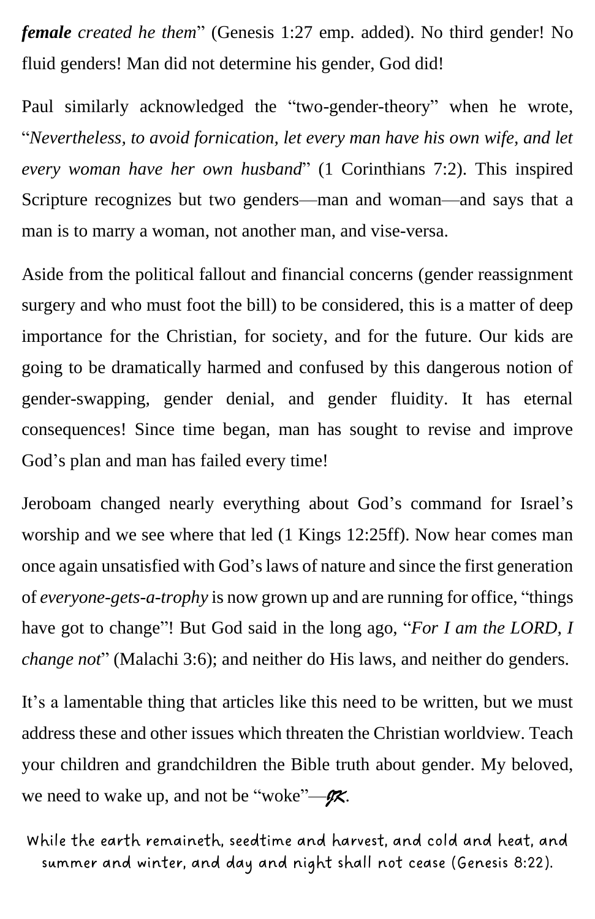***female** created he them*" (Genesis 1:27 emp. added). No third gender! No fluid genders! Man did not determine his gender, God did!

Paul similarly acknowledged the "two-gender-theory" when he wrote, "*Nevertheless, to avoid fornication, let every man have his own wife, and let every woman have her own husband*" (1 Corinthians 7:2). This inspired Scripture recognizes but two genders—man and woman—and says that a man is to marry a woman, not another man, and vise-versa.

Aside from the political fallout and financial concerns (gender reassignment surgery and who must foot the bill) to be considered, this is a matter of deep importance for the Christian, for society, and for the future. Our kids are going to be dramatically harmed and confused by this dangerous notion of gender-swapping, gender denial, and gender fluidity. It has eternal consequences! Since time began, man has sought to revise and improve God's plan and man has failed every time!

Jeroboam changed nearly everything about God's command for Israel's worship and we see where that led (1 Kings 12:25ff). Now hear comes man once again unsatisfied with God's laws of nature and since the first generation of *everyone-gets-a-trophy* is now grown up and are running for office, "things have got to change"! But God said in the long ago, "*For I am the LORD, I change not*" (Malachi 3:6); and neither do His laws, and neither do genders.

It's a lamentable thing that articles like this need to be written, but we must address these and other issues which threaten the Christian worldview. Teach your children and grandchildren the Bible truth about gender. My beloved, we need to wake up, and not be "woke"—*JK*.

While the earth remaineth, seedtime and harvest, and cold and heat, and summer and winter, and day and night shall not cease (Genesis 8:22).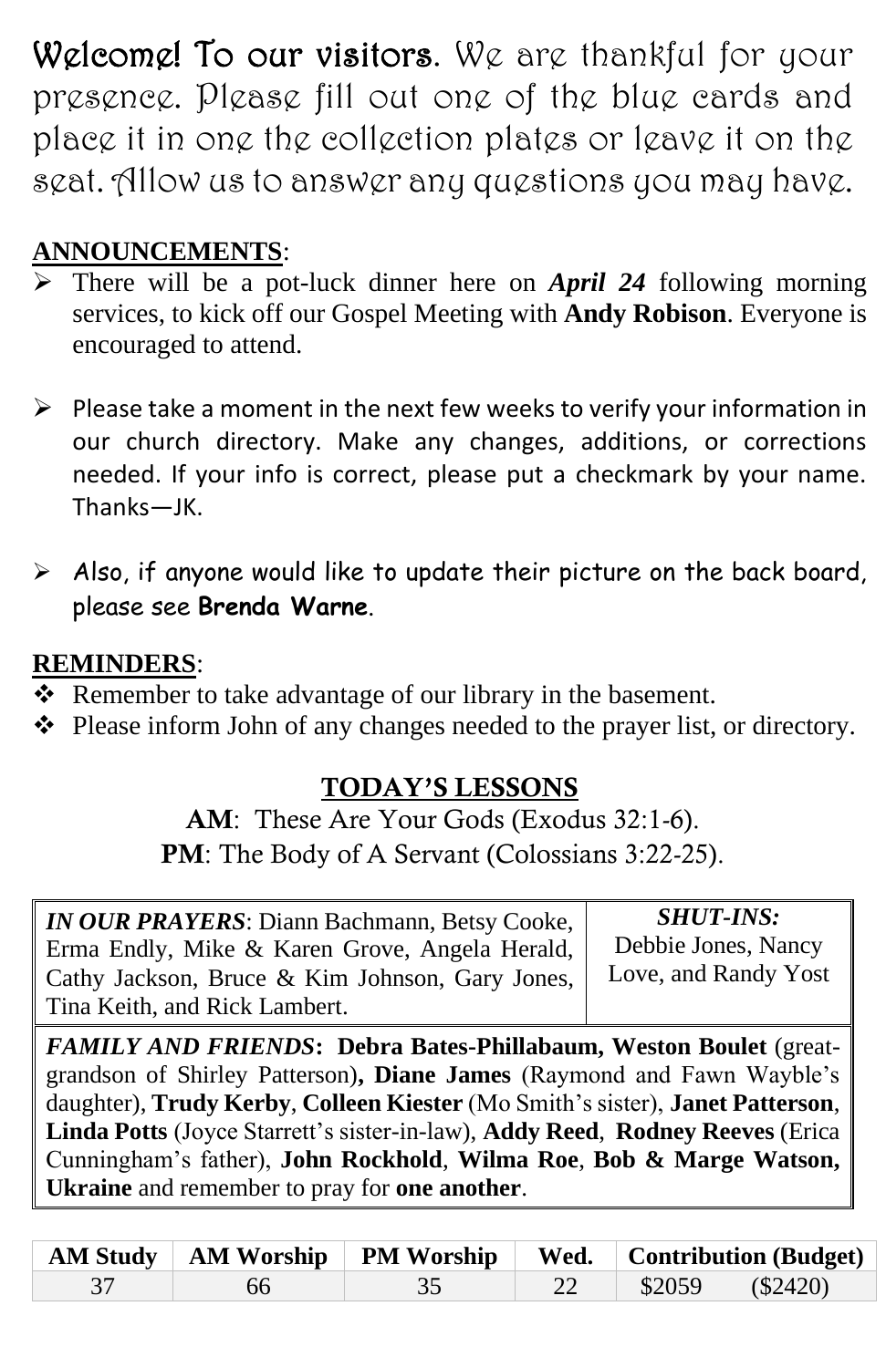**Welcome! To our visitors**. We are thankful for your presence. Please fill out one of the blue cards and place it in one the collection plates or leave it on the seat. Allow us to answer any questions you may have.

## ANNOUNCEMENTS:

- There will be a pot-luck dinner here on ***April 24*** following morning services, to kick off our Gospel Meeting with **Andy Robison**. Everyone is encouraged to attend.
- Please take a moment in the next few weeks to verify your information in our church directory. Make any changes, additions, or corrections needed. If your info is correct, please put a checkmark by your name. Thanks—JK.
- Also, if anyone would like to update their picture on the back board, please see **Brenda Warne**.

## REMINDERS:

- Remember to take advantage of our library in the basement.
- Please inform John of any changes needed to the prayer list, or directory.

## TODAY'S LESSONS

**AM**: These Are Your Gods (Exodus 32:1-6).

**PM**: The Body of A Servant (Colossians 3:22-25).

***IN OUR PRAYERS***: Diann Bachmann, Betsy Cooke, Erma Endly, Mike & Karen Grove, Angela Herald, Cathy Jackson, Bruce & Kim Johnson, Gary Jones, Tina Keith, and Rick Lambert.

***SHUT-INS:*** Debbie Jones, Nancy Love, and Randy Yost

***FAMILY AND FRIENDS*: Debra Bates-Phillabaum, Weston Boulet** (great-grandson of Shirley Patterson)**, Diane James** (Raymond and Fawn Wayble's daughter), **Trudy Kerby**, **Colleen Kiester** (Mo Smith's sister), **Janet Patterson**, **Linda Potts** (Joyce Starrett's sister-in-law), **Addy Reed**, **Rodney Reeves** (Erica Cunningham's father), **John Rockhold**, **Wilma Roe**, **Bob & Marge Watson, Ukraine** and remember to pray for **one another**.

| AM Study | AM Worship | PM Worship | Wed. | Contribution (Budget) |
|---|---|---|---|---|
| 37 | 66 | 35 | 22 | $2059 ($2420) |